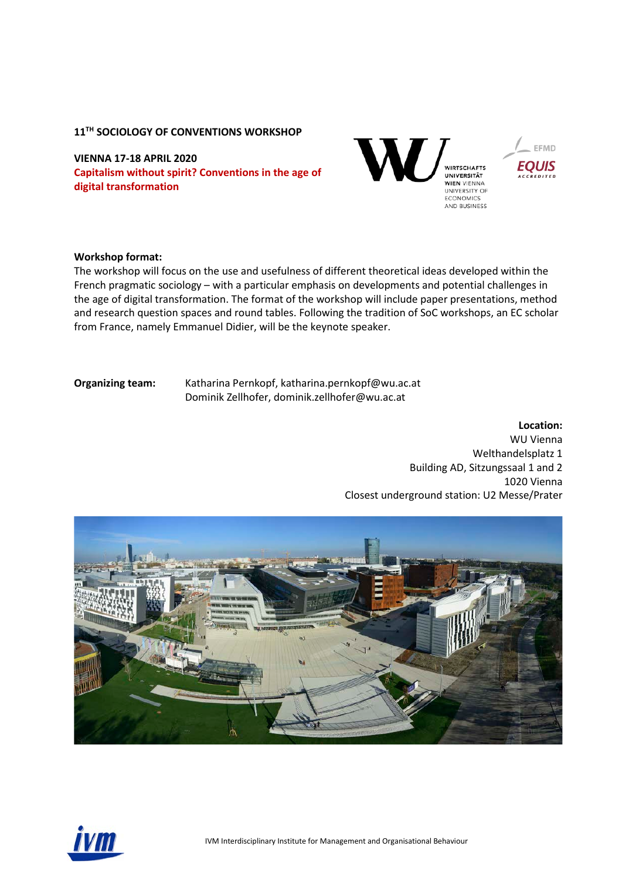**11TH SOCIOLOGY OF CONVENTIONS WORKSHOP**

**VIENNA 17-18 APRIL 2020**

**Capitalism without spirit? Conventions in the age of digital transformation**

WIRTSCHAFTS UNIVERSITÄT WIEN VIENNA UNIVERSITY OF ECONOMICS AND BUSINESS

EFMD EQUIS ACCREDITED

**Workshop format:**

The workshop will focus on the use and usefulness of different theoretical ideas developed within the French pragmatic sociology – with a particular emphasis on developments and potential challenges in the age of digital transformation. The format of the workshop will include paper presentations, method and research question spaces and round tables. Following the tradition of SoC workshops, an EC scholar from France, namely Emmanuel Didier, will be the keynote speaker.

**Organizing team:** Katharina Pernkopf, katharina.pernkopf@wu.ac.at
Dominik Zellhofer, dominik.zellhofer@wu.ac.at

**Location:**
WU Vienna
Welthandelsplatz 1
Building AD, Sitzungssaal 1 and 2
1020 Vienna
Closest underground station: U2 Messe/Prater

IVM Interdisciplinary Institute for Management and Organisational Behaviour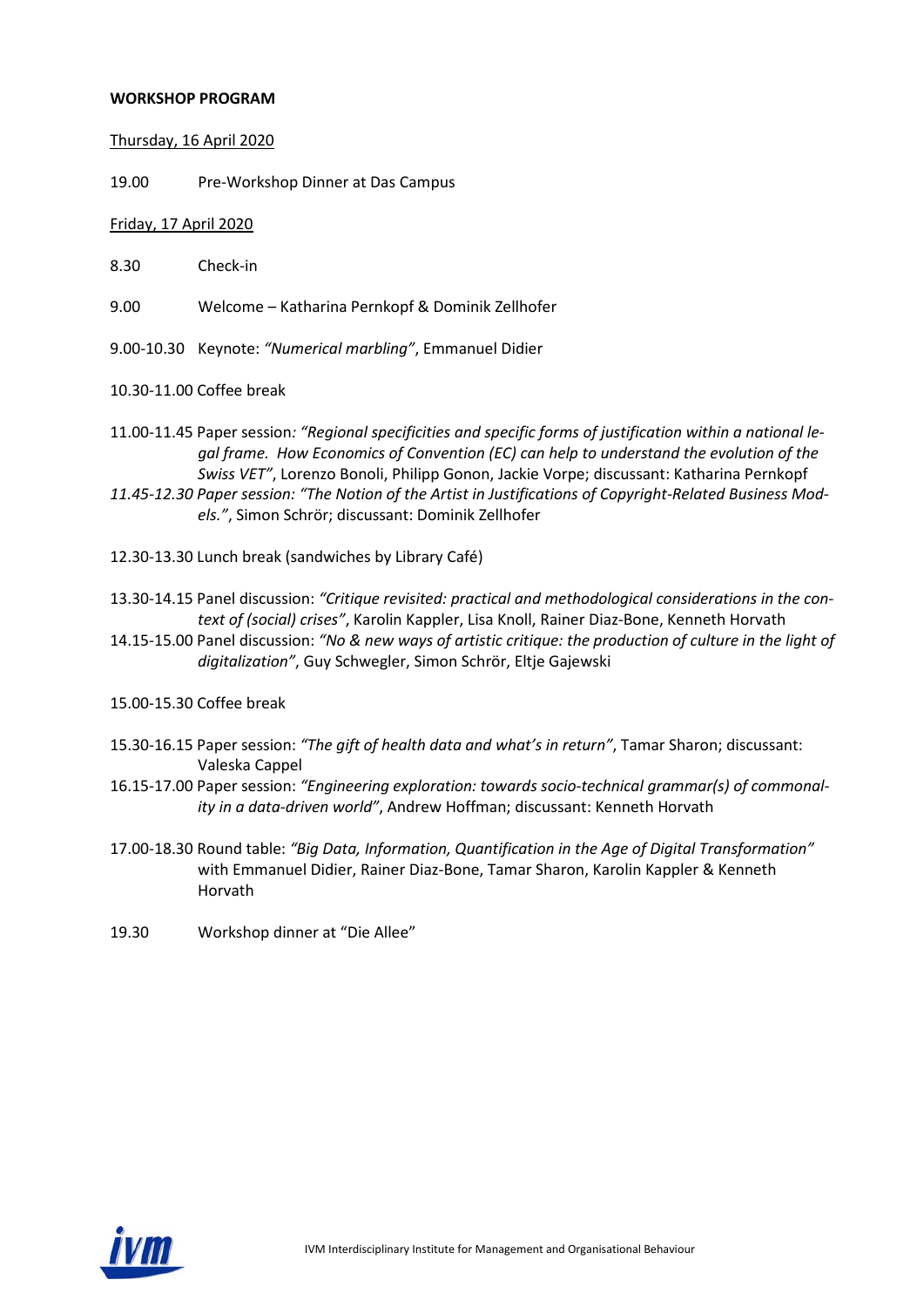**WORKSHOP PROGRAM**

Thursday, 16 April 2020

19.00 Pre-Workshop Dinner at Das Campus

Friday, 17 April 2020

8.30 Check-in

9.00 Welcome – Katharina Pernkopf & Dominik Zellhofer

9.00-10.30 Keynote: *"Numerical marbling"*, Emmanuel Didier

10.30-11.00 Coffee break

11.00-11.45 Paper session: *"Regional specificities and specific forms of justification within a national legal frame. How Economics of Convention (EC) can help to understand the evolution of the Swiss VET"*, Lorenzo Bonoli, Philipp Gonon, Jackie Vorpe; discussant: Katharina Pernkopf

*11.45-12.30 Paper session: "The Notion of the Artist in Justifications of Copyright-Related Business Models."*, Simon Schrör; discussant: Dominik Zellhofer

12.30-13.30 Lunch break (sandwiches by Library Café)

13.30-14.15 Panel discussion: *"Critique revisited: practical and methodological considerations in the context of (social) crises"*, Karolin Kappler, Lisa Knoll, Rainer Diaz-Bone, Kenneth Horvath

14.15-15.00 Panel discussion: *"No & new ways of artistic critique: the production of culture in the light of digitalization"*, Guy Schwegler, Simon Schrör, Eltje Gajewski

15.00-15.30 Coffee break

15.30-16.15 Paper session: *"The gift of health data and what's in return"*, Tamar Sharon; discussant: Valeska Cappel

16.15-17.00 Paper session: *"Engineering exploration: towards socio-technical grammar(s) of commonality in a data-driven world"*, Andrew Hoffman; discussant: Kenneth Horvath

17.00-18.30 Round table: *"Big Data, Information, Quantification in the Age of Digital Transformation"* with Emmanuel Didier, Rainer Diaz-Bone, Tamar Sharon, Karolin Kappler & Kenneth Horvath

19.30 Workshop dinner at "Die Allee"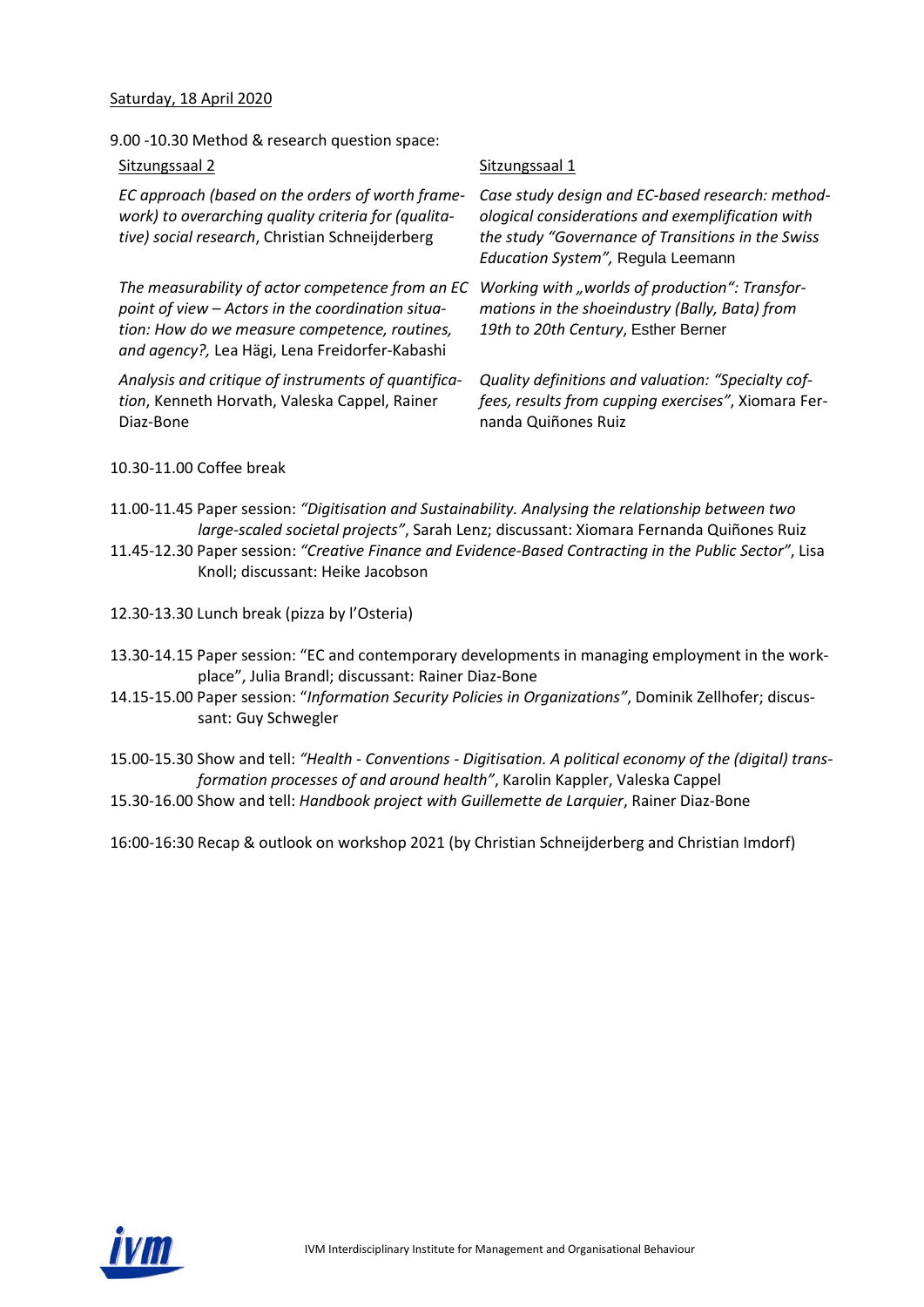Saturday, 18 April 2020

9.00 -10.30 Method & research question space:

Sitzungssaal 2

*EC approach (based on the orders of worth framework) to overarching quality criteria for (qualitative) social research*, Christian Schneijderberg

*The measurability of actor competence from an EC point of view – Actors in the coordination situation: How do we measure competence, routines, and agency?,* Lea Hägi, Lena Freidorfer-Kabashi

*Analysis and critique of instruments of quantification*, Kenneth Horvath, Valeska Cappel, Rainer Diaz-Bone

Sitzungssaal 1

*Case study design and EC-based research: methodological considerations and exemplification with the study "Governance of Transitions in the Swiss Education System",* Regula Leemann

*Working with „worlds of production": Transformations in the shoeindustry (Bally, Bata) from 19th to 20th Century*, Esther Berner

*Quality definitions and valuation: "Specialty coffees, results from cupping exercises"*, Xiomara Fernanda Quiñones Ruiz

10.30-11.00 Coffee break

11.00-11.45 Paper session: *"Digitisation and Sustainability. Analysing the relationship between two large-scaled societal projects"*, Sarah Lenz; discussant: Xiomara Fernanda Quiñones Ruiz

11.45-12.30 Paper session: *"Creative Finance and Evidence-Based Contracting in the Public Sector"*, Lisa Knoll; discussant: Heike Jacobson

12.30-13.30 Lunch break (pizza by l'Osteria)

13.30-14.15 Paper session: "EC and contemporary developments in managing employment in the workplace", Julia Brandl; discussant: Rainer Diaz-Bone

14.15-15.00 Paper session: "*Information Security Policies in Organizations"*, Dominik Zellhofer; discussant: Guy Schwegler

15.00-15.30 Show and tell: *"Health - Conventions - Digitisation. A political economy of the (digital) transformation processes of and around health"*, Karolin Kappler, Valeska Cappel

15.30-16.00 Show and tell: *Handbook project with Guillemette de Larquier*, Rainer Diaz-Bone

16:00-16:30 Recap & outlook on workshop 2021 (by Christian Schneijderberg and Christian Imdorf)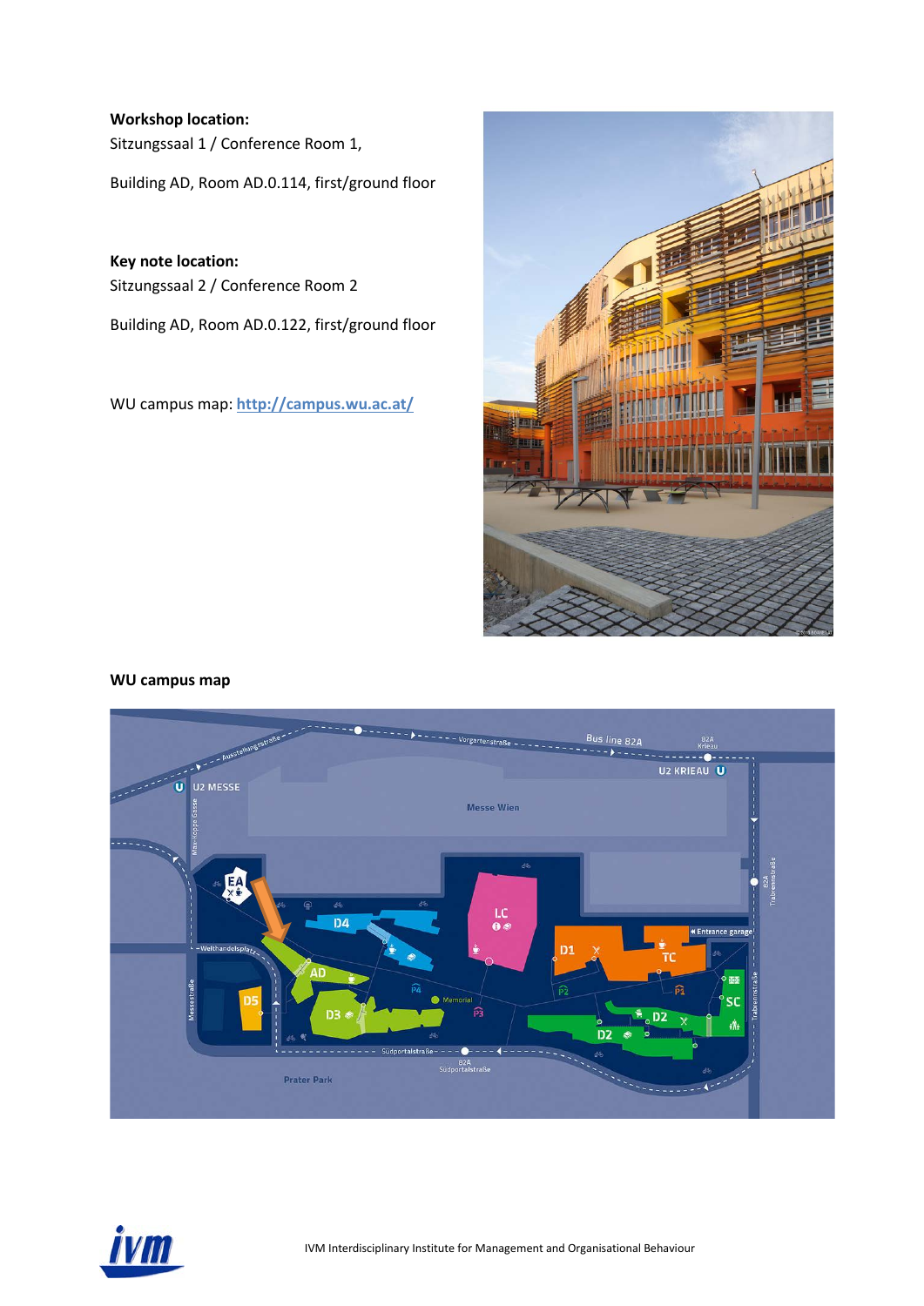**Workshop location:**
Sitzungssaal 1 / Conference Room 1,

Building AD, Room AD.0.114, first/ground floor

**Key note location:**
Sitzungssaal 2 / Conference Room 2

Building AD, Room AD.0.122, first/ground floor

WU campus map: [http://campus.wu.ac.at/](http://campus.wu.ac.at/)

**WU campus map**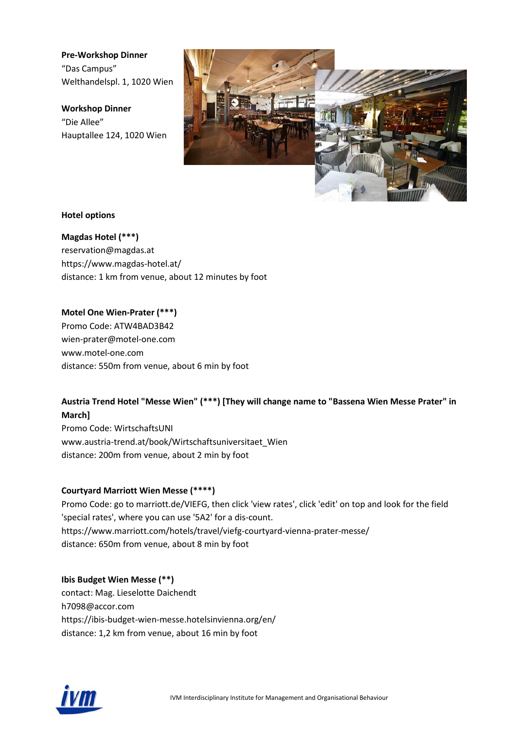**Pre-Workshop Dinner**
"Das Campus"
Welthandelspl. 1, 1020 Wien

**Workshop Dinner**
"Die Allee"
Hauptallee 124, 1020 Wien

**Hotel options**

**Magdas Hotel (\*\*\*)**
reservation@magdas.at
https://www.magdas-hotel.at/
distance: 1 km from venue, about 12 minutes by foot

**Motel One Wien-Prater (\*\*\*)**
Promo Code: ATW4BAD3B42
wien-prater@motel-one.com
www.motel-one.com
distance: 550m from venue, about 6 min by foot

**Austria Trend Hotel "Messe Wien" (\*\*\*) [They will change name to "Bassena Wien Messe Prater" in March]**
Promo Code: WirtschaftsUNI
www.austria-trend.at/book/Wirtschaftsuniversitaet_Wien
distance: 200m from venue, about 2 min by foot

**Courtyard Marriott Wien Messe (\*\*\*\*)**
Promo Code: go to marriott.de/VIEFG, then click 'view rates', click 'edit' on top and look for the field 'special rates', where you can use '5A2' for a dis-count.
https://www.marriott.com/hotels/travel/viefg-courtyard-vienna-prater-messe/
distance: 650m from venue, about 8 min by foot

**Ibis Budget Wien Messe (\*\*)**
contact: Mag. Lieselotte Daichendt
h7098@accor.com
https://ibis-budget-wien-messe.hotelsinvienna.org/en/
distance: 1,2 km from venue, about 16 min by foot

IVM Interdisciplinary Institute for Management and Organisational Behaviour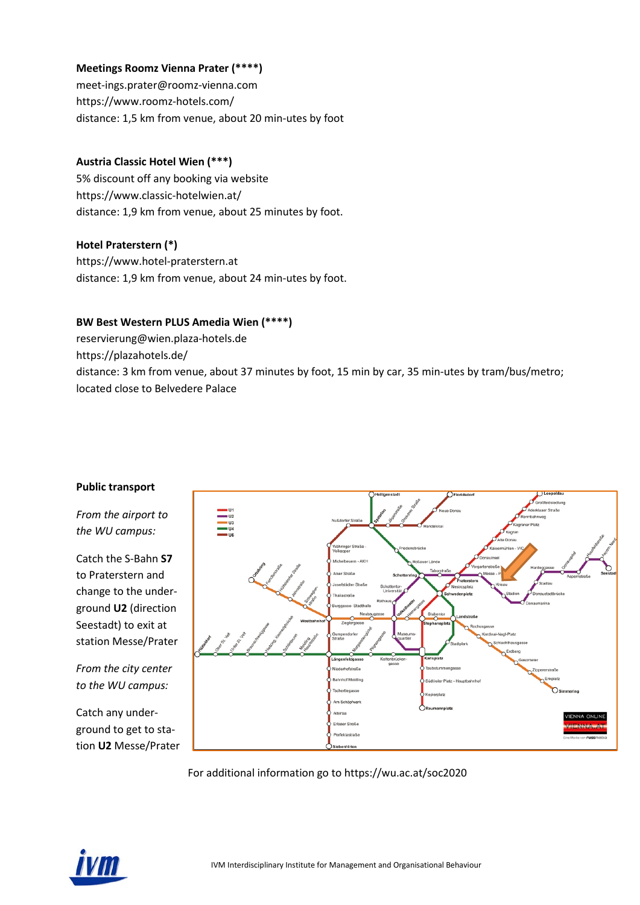**Meetings Roomz Vienna Prater (****)**
meet-ings.prater@roomz-vienna.com
https://www.roomz-hotels.com/
distance: 1,5 km from venue, about 20 min-utes by foot

**Austria Classic Hotel Wien (***)**
5% discount off any booking via website
https://www.classic-hotelwien.at/
distance: 1,9 km from venue, about 25 minutes by foot.

**Hotel Praterstern (*)**
https://www.hotel-praterstern.at
distance: 1,9 km from venue, about 24 min-utes by foot.

**BW Best Western PLUS Amedia Wien (****)**
reservierung@wien.plaza-hotels.de
https://plazahotels.de/
distance: 3 km from venue, about 37 minutes by foot, 15 min by car, 35 min-utes by tram/bus/metro; located close to Belvedere Palace

**Public transport**

*From the airport to the WU campus:*

Catch the S-Bahn **S7** to Praterstern and change to the under-ground **U2** (direction Seestadt) to exit at station Messe/Prater

*From the city center to the WU campus:*

Catch any under-ground to get to sta-tion **U2** Messe/Prater

For additional information go to https://wu.ac.at/soc2020

IVM Interdisciplinary Institute for Management and Organisational Behaviour